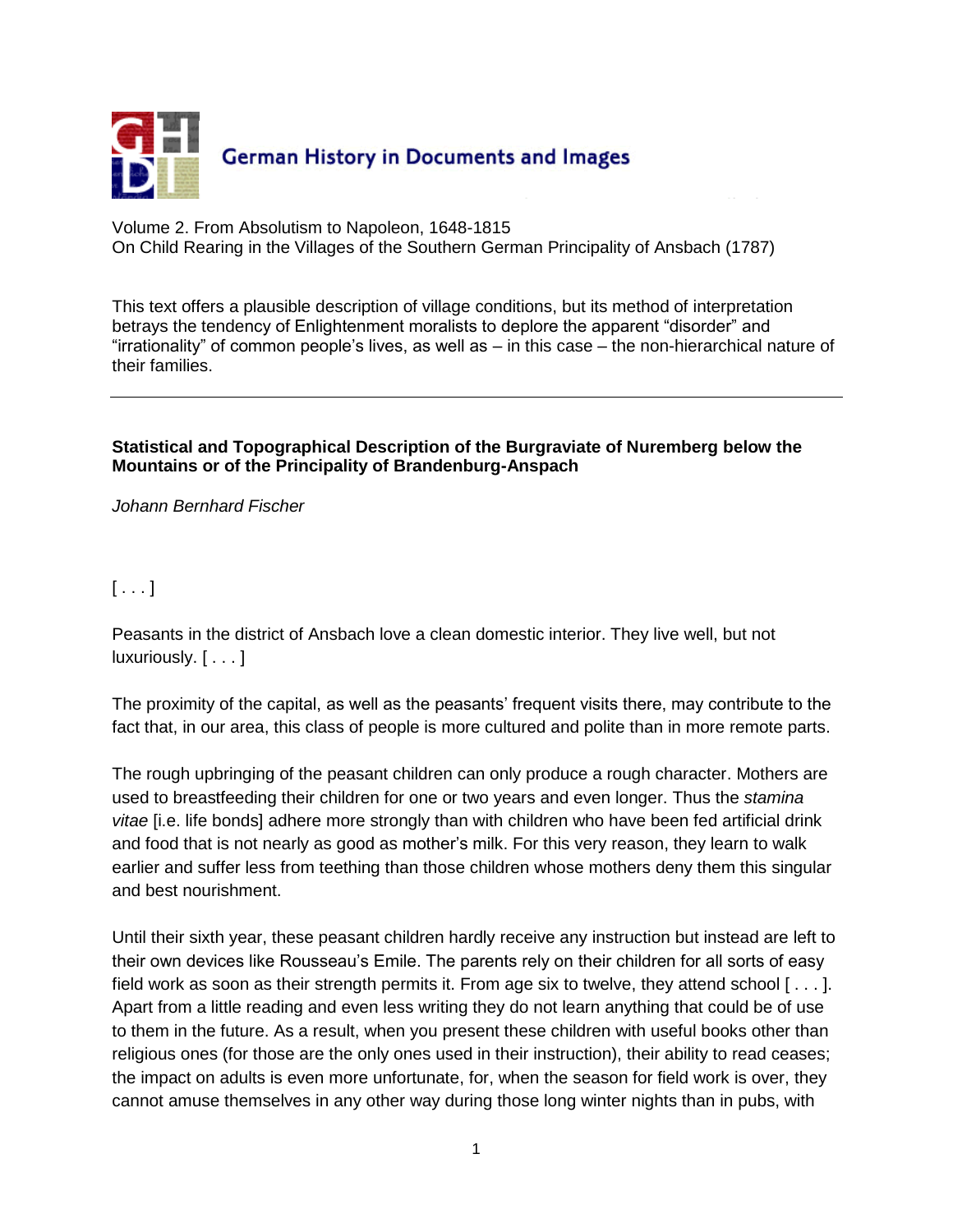German History in Documents and Images

Volume 2. From Absolutism to Napoleon, 1648-1815
On Child Rearing in the Villages of the Southern German Principality of Ansbach (1787)

This text offers a plausible description of village conditions, but its method of interpretation betrays the tendency of Enlightenment moralists to deplore the apparent "disorder" and "irrationality" of common people's lives, as well as – in this case – the non-hierarchical nature of their families.

---

**Statistical and Topographical Description of the Burgraviate of Nuremberg below the Mountains or of the Principality of Brandenburg-Anspach**

*Johann Bernhard Fischer*

[ . . . ]

Peasants in the district of Ansbach love a clean domestic interior. They live well, but not luxuriously. [ . . . ]

The proximity of the capital, as well as the peasants' frequent visits there, may contribute to the fact that, in our area, this class of people is more cultured and polite than in more remote parts.

The rough upbringing of the peasant children can only produce a rough character. Mothers are used to breastfeeding their children for one or two years and even longer. Thus the *stamina vitae* [i.e. life bonds] adhere more strongly than with children who have been fed artificial drink and food that is not nearly as good as mother's milk. For this very reason, they learn to walk earlier and suffer less from teething than those children whose mothers deny them this singular and best nourishment.

Until their sixth year, these peasant children hardly receive any instruction but instead are left to their own devices like Rousseau's Emile. The parents rely on their children for all sorts of easy field work as soon as their strength permits it. From age six to twelve, they attend school [ . . . ]. Apart from a little reading and even less writing they do not learn anything that could be of use to them in the future. As a result, when you present these children with useful books other than religious ones (for those are the only ones used in their instruction), their ability to read ceases; the impact on adults is even more unfortunate, for, when the season for field work is over, they cannot amuse themselves in any other way during those long winter nights than in pubs, with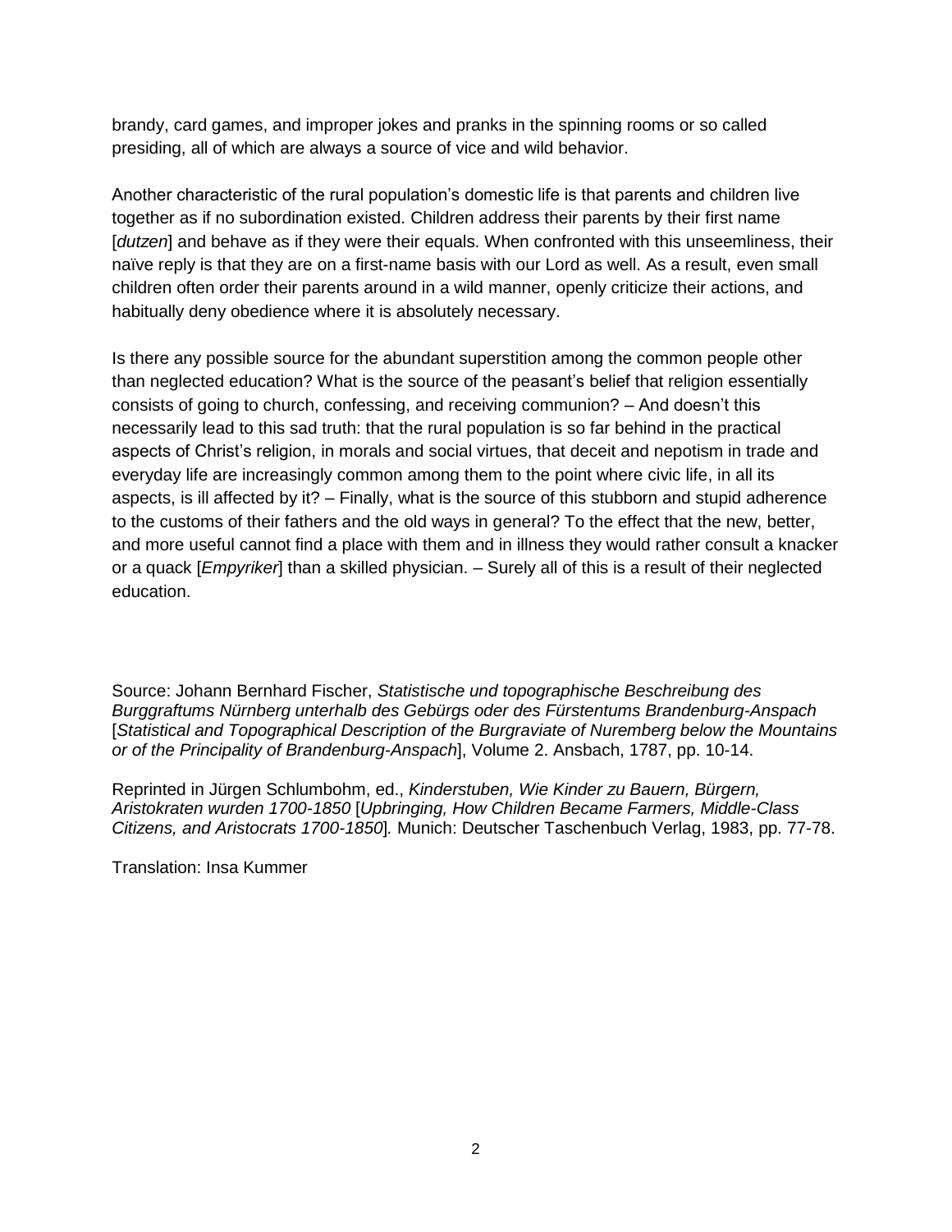brandy, card games, and improper jokes and pranks in the spinning rooms or so called presiding, all of which are always a source of vice and wild behavior.

Another characteristic of the rural population's domestic life is that parents and children live together as if no subordination existed. Children address their parents by their first name [*dutzen*] and behave as if they were their equals. When confronted with this unseemliness, their naïve reply is that they are on a first-name basis with our Lord as well. As a result, even small children often order their parents around in a wild manner, openly criticize their actions, and habitually deny obedience where it is absolutely necessary.

Is there any possible source for the abundant superstition among the common people other than neglected education? What is the source of the peasant's belief that religion essentially consists of going to church, confessing, and receiving communion? – And doesn't this necessarily lead to this sad truth: that the rural population is so far behind in the practical aspects of Christ's religion, in morals and social virtues, that deceit and nepotism in trade and everyday life are increasingly common among them to the point where civic life, in all its aspects, is ill affected by it? – Finally, what is the source of this stubborn and stupid adherence to the customs of their fathers and the old ways in general? To the effect that the new, better, and more useful cannot find a place with them and in illness they would rather consult a knacker or a quack [*Empyriker*] than a skilled physician. – Surely all of this is a result of their neglected education.

Source: Johann Bernhard Fischer, *Statistische und topographische Beschreibung des Burggraftums Nürnberg unterhalb des Gebürgs oder des Fürstentums Brandenburg-Anspach* [*Statistical and Topographical Description of the Burgraviate of Nuremberg below the Mountains or of the Principality of Brandenburg-Anspach*], Volume 2. Ansbach, 1787, pp. 10-14.

Reprinted in Jürgen Schlumbohm, ed., *Kinderstuben, Wie Kinder zu Bauern, Bürgern, Aristokraten wurden 1700-1850* [*Upbringing, How Children Became Farmers, Middle-Class Citizens, and Aristocrats 1700-1850*]. Munich: Deutscher Taschenbuch Verlag, 1983, pp. 77-78.

Translation: Insa Kummer